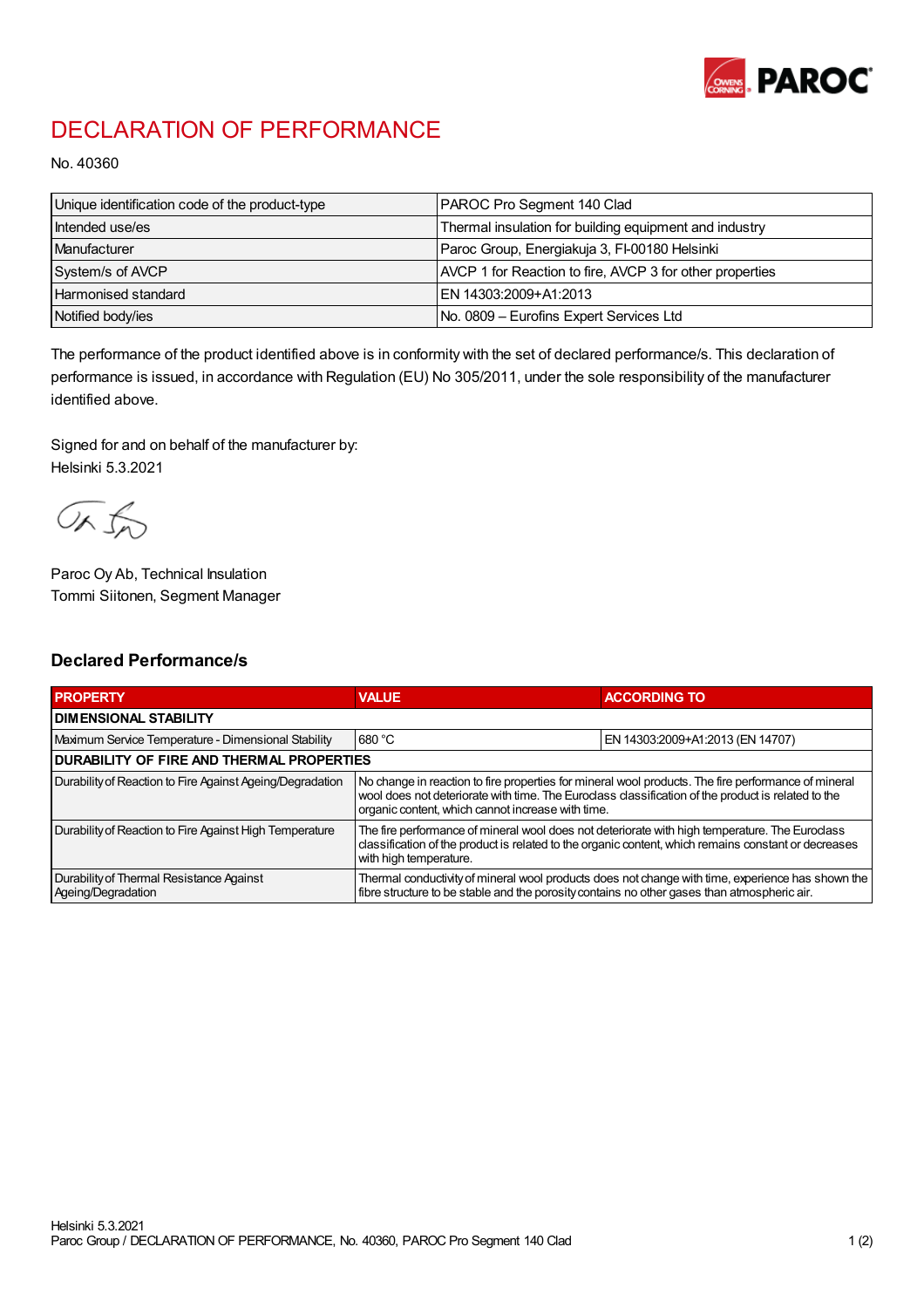# DECLARATION OF PERFORMANCE

No. 40360

| | |
|---|---|
| Unique identification code of the product-type | PAROC Pro Segment 140 Clad |
| Intended use/es | Thermal insulation for building equipment and industry |
| Manufacturer | Paroc Group, Energiakuja 3, FI-00180 Helsinki |
| System/s of AVCP | AVCP 1 for Reaction to fire, AVCP 3 for other properties |
| Harmonised standard | EN 14303:2009+A1:2013 |
| Notified body/ies | No. 0809 – Eurofins Expert Services Ltd |

The performance of the product identified above is in conformity with the set of declared performance/s. This declaration of performance is issued, in accordance with Regulation (EU) No 305/2011, under the sole responsibility of the manufacturer identified above.

Signed for and on behalf of the manufacturer by:
Helsinki 5.3.2021

Paroc Oy Ab, Technical Insulation
Tommi Siitonen, Segment Manager

## Declared Performance/s

| PROPERTY | VALUE | ACCORDING TO |
|---|---|---|
| **DIMENSIONAL STABILITY** | | |
| Maximum Service Temperature - Dimensional Stability | 680 °C | EN 14303:2009+A1:2013 (EN 14707) |
| **DURABILITY OF FIRE AND THERMAL PROPERTIES** | | |
| Durability of Reaction to Fire Against Ageing/Degradation | No change in reaction to fire properties for mineral wool products. The fire performance of mineral wool does not deteriorate with time. The Euroclass classification of the product is related to the organic content, which cannot increase with time. | |
| Durability of Reaction to Fire Against High Temperature | The fire performance of mineral wool does not deteriorate with high temperature. The Euroclass classification of the product is related to the organic content, which remains constant or decreases with high temperature. | |
| Durability of Thermal Resistance Against Ageing/Degradation | Thermal conductivity of mineral wool products does not change with time, experience has shown the fibre structure to be stable and the porosity contains no other gases than atmospheric air. | |

Helsinki 5.3.2021
Paroc Group / DECLARATION OF PERFORMANCE, No. 40360, PAROC Pro Segment 140 Clad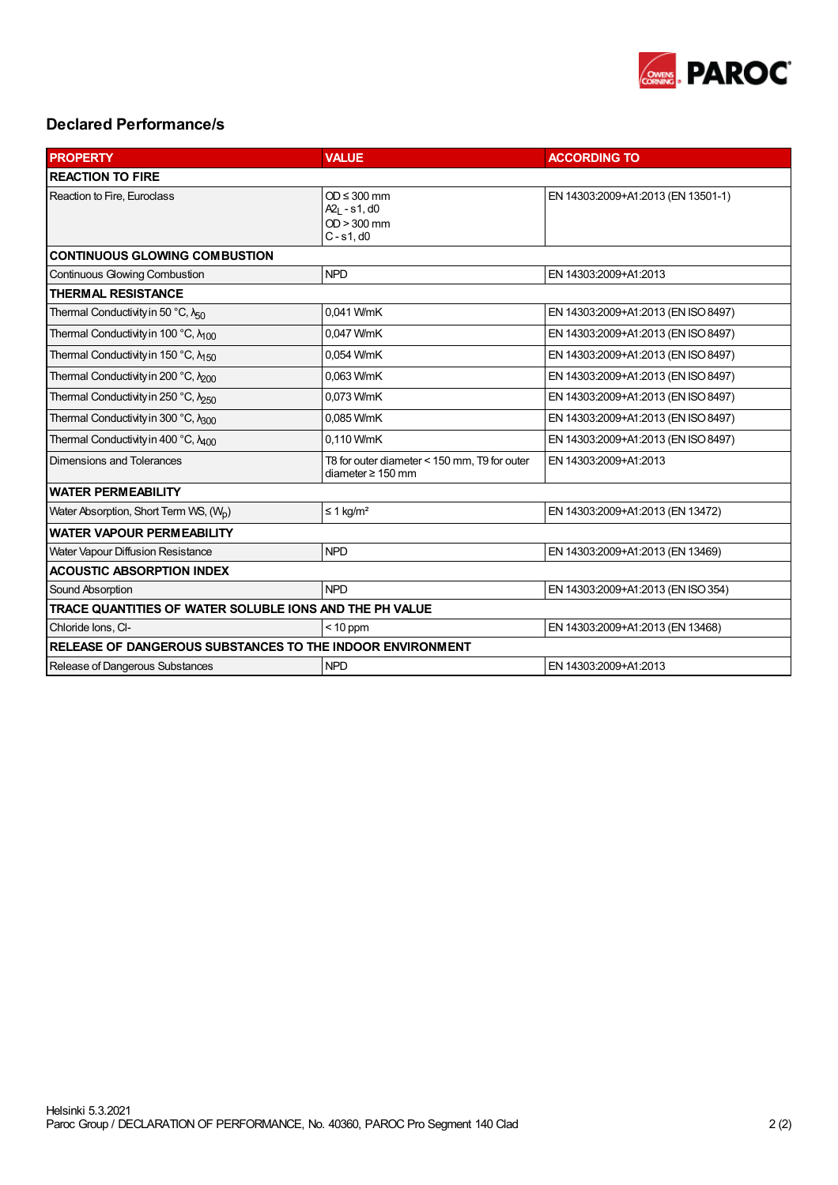## Declared Performance/s

| PROPERTY | VALUE | ACCORDING TO |
|---|---|---|
| **REACTION TO FIRE** | | |
| Reaction to Fire, Euroclass | OD ≤ 300 mm<br>$A2_L$ - s1, d0<br>OD > 300 mm<br>C - s1, d0 | EN 14303:2009+A1:2013 (EN 13501-1) |
| **CONTINUOUS GLOWING COMBUSTION** | | |
| Continuous Glowing Combustion | NPD | EN 14303:2009+A1:2013 |
| **THERMAL RESISTANCE** | | |
| Thermal Conductivity in 50 °C, $\lambda_{50}$ | 0,041 W/mK | EN 14303:2009+A1:2013 (EN ISO 8497) |
| Thermal Conductivity in 100 °C, $\lambda_{100}$ | 0,047 W/mK | EN 14303:2009+A1:2013 (EN ISO 8497) |
| Thermal Conductivity in 150 °C, $\lambda_{150}$ | 0,054 W/mK | EN 14303:2009+A1:2013 (EN ISO 8497) |
| Thermal Conductivity in 200 °C, $\lambda_{200}$ | 0,063 W/mK | EN 14303:2009+A1:2013 (EN ISO 8497) |
| Thermal Conductivity in 250 °C, $\lambda_{250}$ | 0,073 W/mK | EN 14303:2009+A1:2013 (EN ISO 8497) |
| Thermal Conductivity in 300 °C, $\lambda_{300}$ | 0,085 W/mK | EN 14303:2009+A1:2013 (EN ISO 8497) |
| Thermal Conductivity in 400 °C, $\lambda_{400}$ | 0,110 W/mK | EN 14303:2009+A1:2013 (EN ISO 8497) |
| Dimensions and Tolerances | T8 for outer diameter < 150 mm, T9 for outer diameter ≥ 150 mm | EN 14303:2009+A1:2013 |
| **WATER PERMEABILITY** | | |
| Water Absorption, Short Term WS, ($W_p$) | ≤ 1 kg/m² | EN 14303:2009+A1:2013 (EN 13472) |
| **WATER VAPOUR PERMEABILITY** | | |
| Water Vapour Diffusion Resistance | NPD | EN 14303:2009+A1:2013 (EN 13469) |
| **ACOUSTIC ABSORPTION INDEX** | | |
| Sound Absorption | NPD | EN 14303:2009+A1:2013 (EN ISO 354) |
| **TRACE QUANTITIES OF WATER SOLUBLE IONS AND THE PH VALUE** | | |
| Chloride Ions, Cl- | < 10 ppm | EN 14303:2009+A1:2013 (EN 13468) |
| **RELEASE OF DANGEROUS SUBSTANCES TO THE INDOOR ENVIRONMENT** | | |
| Release of Dangerous Substances | NPD | EN 14303:2009+A1:2013 |

Helsinki 5.3.2021
Paroc Group / DECLARATION OF PERFORMANCE, No. 40360, PAROC Pro Segment 140 Clad